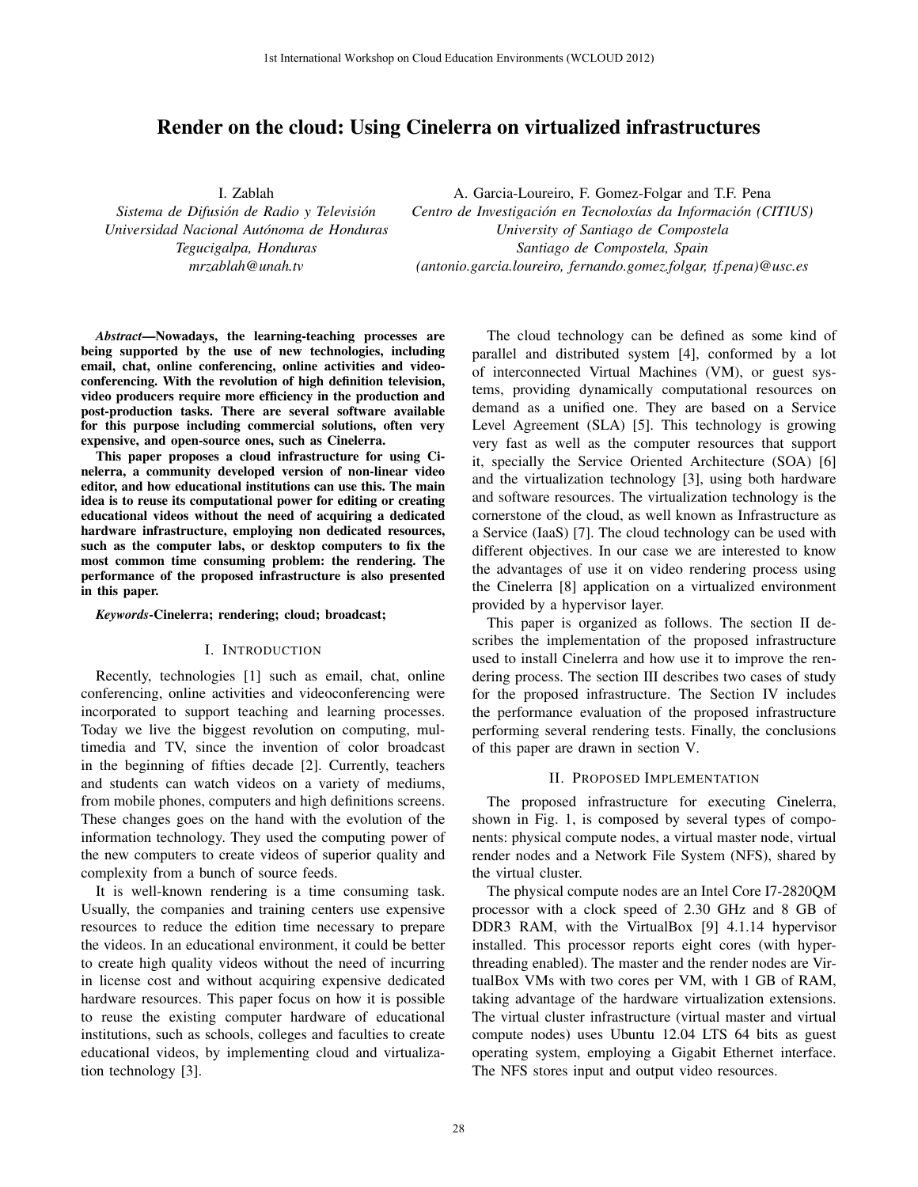# Render on the cloud: Using Cinelerra on virtualized infrastructures

I. Zablah
*Sistema de Difusión de Radio y Televisión*
*Universidad Nacional Autónoma de Honduras*
*Tegucigalpa, Honduras*
*mrzablah@unah.tv*

A. Garcia-Loureiro, F. Gomez-Folgar and T.F. Pena
*Centro de Investigación en Tecnoloxías da Información (CITIUS)*
*University of Santiago de Compostela*
*Santiago de Compostela, Spain*
*(antonio.garcia.loureiro, fernando.gomez.folgar, tf.pena)@usc.es*

***Abstract*—Nowadays, the learning-teaching processes are being supported by the use of new technologies, including email, chat, online conferencing, online activities and videoconferencing. With the revolution of high definition television, video producers require more efficiency in the production and post-production tasks. There are several software available for this purpose including commercial solutions, often very expensive, and open-source ones, such as Cinelerra.**

**This paper proposes a cloud infrastructure for using Cinelerra, a community developed version of non-linear video editor, and how educational institutions can use this. The main idea is to reuse its computational power for editing or creating educational videos without the need of acquiring a dedicated hardware infrastructure, employing non dedicated resources, such as the computer labs, or desktop computers to fix the most common time consuming problem: the rendering. The performance of the proposed infrastructure is also presented in this paper.**

***Keywords*-Cinelerra; rendering; cloud; broadcast;**

## I. Introduction

Recently, technologies [1] such as email, chat, online conferencing, online activities and videoconferencing were incorporated to support teaching and learning processes. Today we live the biggest revolution on computing, multimedia and TV, since the invention of color broadcast in the beginning of fifties decade [2]. Currently, teachers and students can watch videos on a variety of mediums, from mobile phones, computers and high definitions screens. These changes goes on the hand with the evolution of the information technology. They used the computing power of the new computers to create videos of superior quality and complexity from a bunch of source feeds.

It is well-known rendering is a time consuming task. Usually, the companies and training centers use expensive resources to reduce the edition time necessary to prepare the videos. In an educational environment, it could be better to create high quality videos without the need of incurring in license cost and without acquiring expensive dedicated hardware resources. This paper focus on how it is possible to reuse the existing computer hardware of educational institutions, such as schools, colleges and faculties to create educational videos, by implementing cloud and virtualization technology [3].

The cloud technology can be defined as some kind of parallel and distributed system [4], conformed by a lot of interconnected Virtual Machines (VM), or guest systems, providing dynamically computational resources on demand as a unified one. They are based on a Service Level Agreement (SLA) [5]. This technology is growing very fast as well as the computer resources that support it, specially the Service Oriented Architecture (SOA) [6] and the virtualization technology [3], using both hardware and software resources. The virtualization technology is the cornerstone of the cloud, as well known as Infrastructure as a Service (IaaS) [7]. The cloud technology can be used with different objectives. In our case we are interested to know the advantages of use it on video rendering process using the Cinelerra [8] application on a virtualized environment provided by a hypervisor layer.

This paper is organized as follows. The section II describes the implementation of the proposed infrastructure used to install Cinelerra and how use it to improve the rendering process. The section III describes two cases of study for the proposed infrastructure. The Section IV includes the performance evaluation of the proposed infrastructure performing several rendering tests. Finally, the conclusions of this paper are drawn in section V.

## II. Proposed Implementation

The proposed infrastructure for executing Cinelerra, shown in Fig. 1, is composed by several types of components: physical compute nodes, a virtual master node, virtual render nodes and a Network File System (NFS), shared by the virtual cluster.

The physical compute nodes are an Intel Core I7-2820QM processor with a clock speed of 2.30 GHz and 8 GB of DDR3 RAM, with the VirtualBox [9] 4.1.14 hypervisor installed. This processor reports eight cores (with hyperthreading enabled). The master and the render nodes are VirtualBox VMs with two cores per VM, with 1 GB of RAM, taking advantage of the hardware virtualization extensions. The virtual cluster infrastructure (virtual master and virtual compute nodes) uses Ubuntu 12.04 LTS 64 bits as guest operating system, employing a Gigabit Ethernet interface. The NFS stores input and output video resources.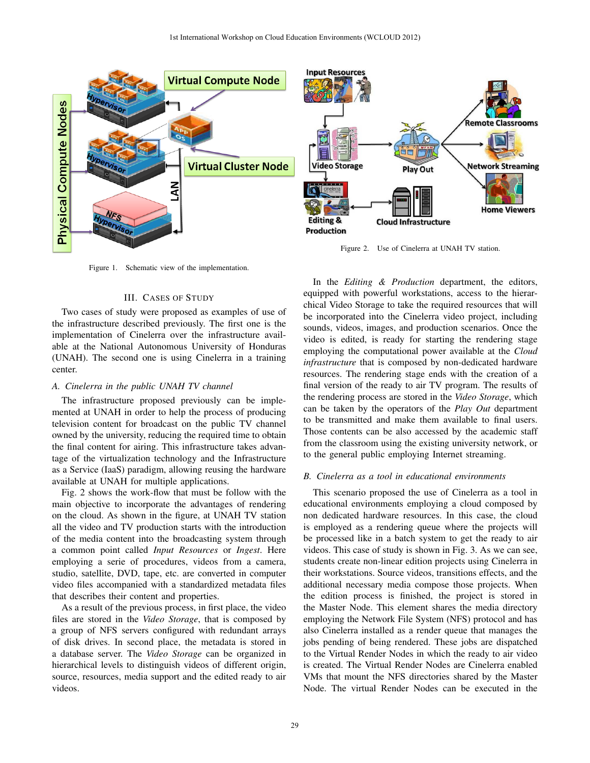Figure 1. Schematic view of the implementation.

Figure 2. Use of Cinelerra at UNAH TV station.

## III. Cases of Study

Two cases of study were proposed as examples of use of the infrastructure described previously. The first one is the implementation of Cinelerra over the infrastructure available at the National Autonomous University of Honduras (UNAH). The second one is using Cinelerra in a training center.

### A. Cinelerra in the public UNAH TV channel

The infrastructure proposed previously can be implemented at UNAH in order to help the process of producing television content for broadcast on the public TV channel owned by the university, reducing the required time to obtain the final content for airing. This infrastructure takes advantage of the virtualization technology and the Infrastructure as a Service (IaaS) paradigm, allowing reusing the hardware available at UNAH for multiple applications.

Fig. 2 shows the work-flow that must be follow with the main objective to incorporate the advantages of rendering on the cloud. As shown in the figure, at UNAH TV station all the video and TV production starts with the introduction of the media content into the broadcasting system through a common point called *Input Resources* or *Ingest*. Here employing a serie of procedures, videos from a camera, studio, satellite, DVD, tape, etc. are converted in computer video files accompanied with a standardized metadata files that describes their content and properties.

As a result of the previous process, in first place, the video files are stored in the *Video Storage*, that is composed by a group of NFS servers configured with redundant arrays of disk drives. In second place, the metadata is stored in a database server. The *Video Storage* can be organized in hierarchical levels to distinguish videos of different origin, source, resources, media support and the edited ready to air videos.

In the *Editing & Production* department, the editors, equipped with powerful workstations, access to the hierarchical Video Storage to take the required resources that will be incorporated into the Cinelerra video project, including sounds, videos, images, and production scenarios. Once the video is edited, is ready for starting the rendering stage employing the computational power available at the *Cloud infrastructure* that is composed by non-dedicated hardware resources. The rendering stage ends with the creation of a final version of the ready to air TV program. The results of the rendering process are stored in the *Video Storage*, which can be taken by the operators of the *Play Out* department to be transmitted and make them available to final users. Those contents can be also accessed by the academic staff from the classroom using the existing university network, or to the general public employing Internet streaming.

### B. Cinelerra as a tool in educational environments

This scenario proposed the use of Cinelerra as a tool in educational environments employing a cloud composed by non dedicated hardware resources. In this case, the cloud is employed as a rendering queue where the projects will be processed like in a batch system to get the ready to air videos. This case of study is shown in Fig. 3. As we can see, students create non-linear edition projects using Cinelerra in their workstations. Source videos, transitions effects, and the additional necessary media compose those projects. When the edition process is finished, the project is stored in the Master Node. This element shares the media directory employing the Network File System (NFS) protocol and has also Cinelerra installed as a render queue that manages the jobs pending of being rendered. These jobs are dispatched to the Virtual Render Nodes in which the ready to air video is created. The Virtual Render Nodes are Cinelerra enabled VMs that mount the NFS directories shared by the Master Node. The virtual Render Nodes can be executed in the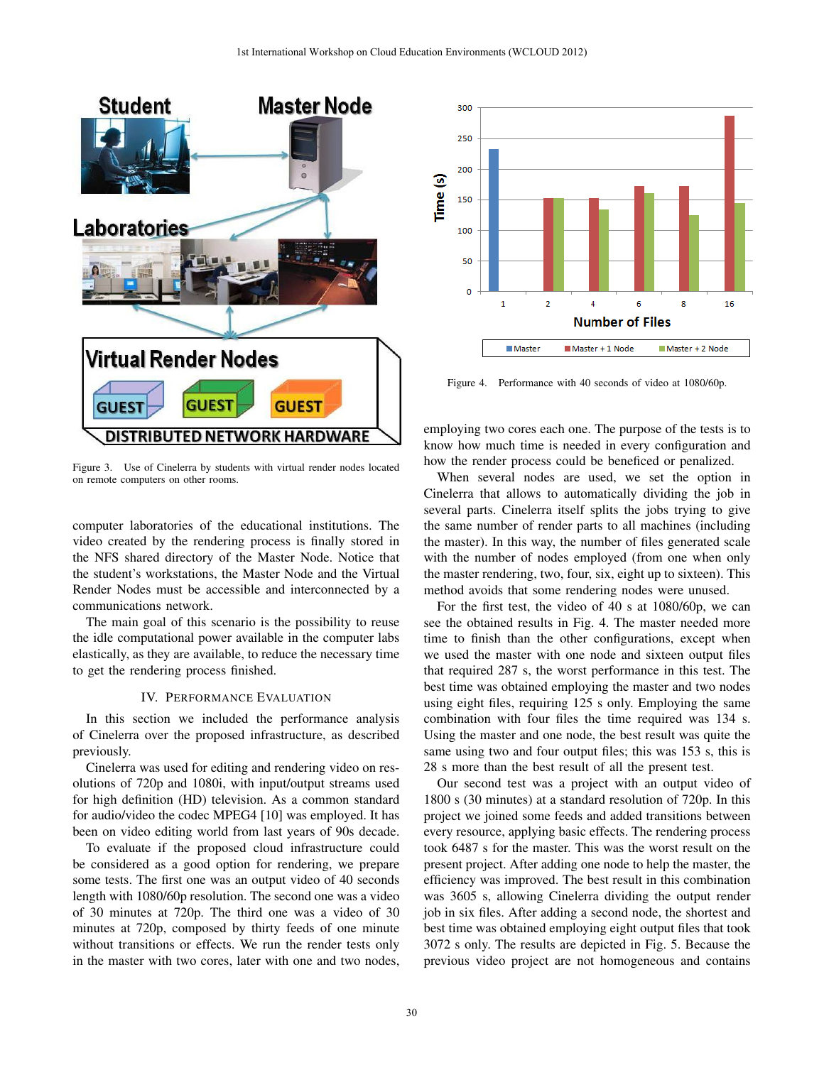Figure 3. Use of Cinelerra by students with virtual render nodes located on remote computers on other rooms.

computer laboratories of the educational institutions. The video created by the rendering process is finally stored in the NFS shared directory of the Master Node. Notice that the student's workstations, the Master Node and the Virtual Render Nodes must be accessible and interconnected by a communications network.

The main goal of this scenario is the possibility to reuse the idle computational power available in the computer labs elastically, as they are available, to reduce the necessary time to get the rendering process finished.

## IV. Performance Evaluation

In this section we included the performance analysis of Cinelerra over the proposed infrastructure, as described previously.

Cinelerra was used for editing and rendering video on resolutions of 720p and 1080i, with input/output streams used for high definition (HD) television. As a common standard for audio/video the codec MPEG4 [10] was employed. It has been on video editing world from last years of 90s decade.

To evaluate if the proposed cloud infrastructure could be considered as a good option for rendering, we prepare some tests. The first one was an output video of 40 seconds length with 1080/60p resolution. The second one was a video of 30 minutes at 720p. The third one was a video of 30 minutes at 720p, composed by thirty feeds of one minute without transitions or effects. We run the render tests only in the master with two cores, later with one and two nodes, employing two cores each one. The purpose of the tests is to know how much time is needed in every configuration and how the render process could be beneficed or penalized.

Figure 4. Performance with 40 seconds of video at 1080/60p.

When several nodes are used, we set the option in Cinelerra that allows to automatically dividing the job in several parts. Cinelerra itself splits the jobs trying to give the same number of render parts to all machines (including the master). In this way, the number of files generated scale with the number of nodes employed (from one when only the master rendering, two, four, six, eight up to sixteen). This method avoids that some rendering nodes were unused.

For the first test, the video of 40 s at 1080/60p, we can see the obtained results in Fig. 4. The master needed more time to finish than the other configurations, except when we used the master with one node and sixteen output files that required 287 s, the worst performance in this test. The best time was obtained employing the master and two nodes using eight files, requiring 125 s only. Employing the same combination with four files the time required was 134 s. Using the master and one node, the best result was quite the same using two and four output files; this was 153 s, this is 28 s more than the best result of all the present test.

Our second test was a project with an output video of 1800 s (30 minutes) at a standard resolution of 720p. In this project we joined some feeds and added transitions between every resource, applying basic effects. The rendering process took 6487 s for the master. This was the worst result on the present project. After adding one node to help the master, the efficiency was improved. The best result in this combination was 3605 s, allowing Cinelerra dividing the output render job in six files. After adding a second node, the shortest and best time was obtained employing eight output files that took 3072 s only. The results are depicted in Fig. 5. Because the previous video project are not homogeneous and contains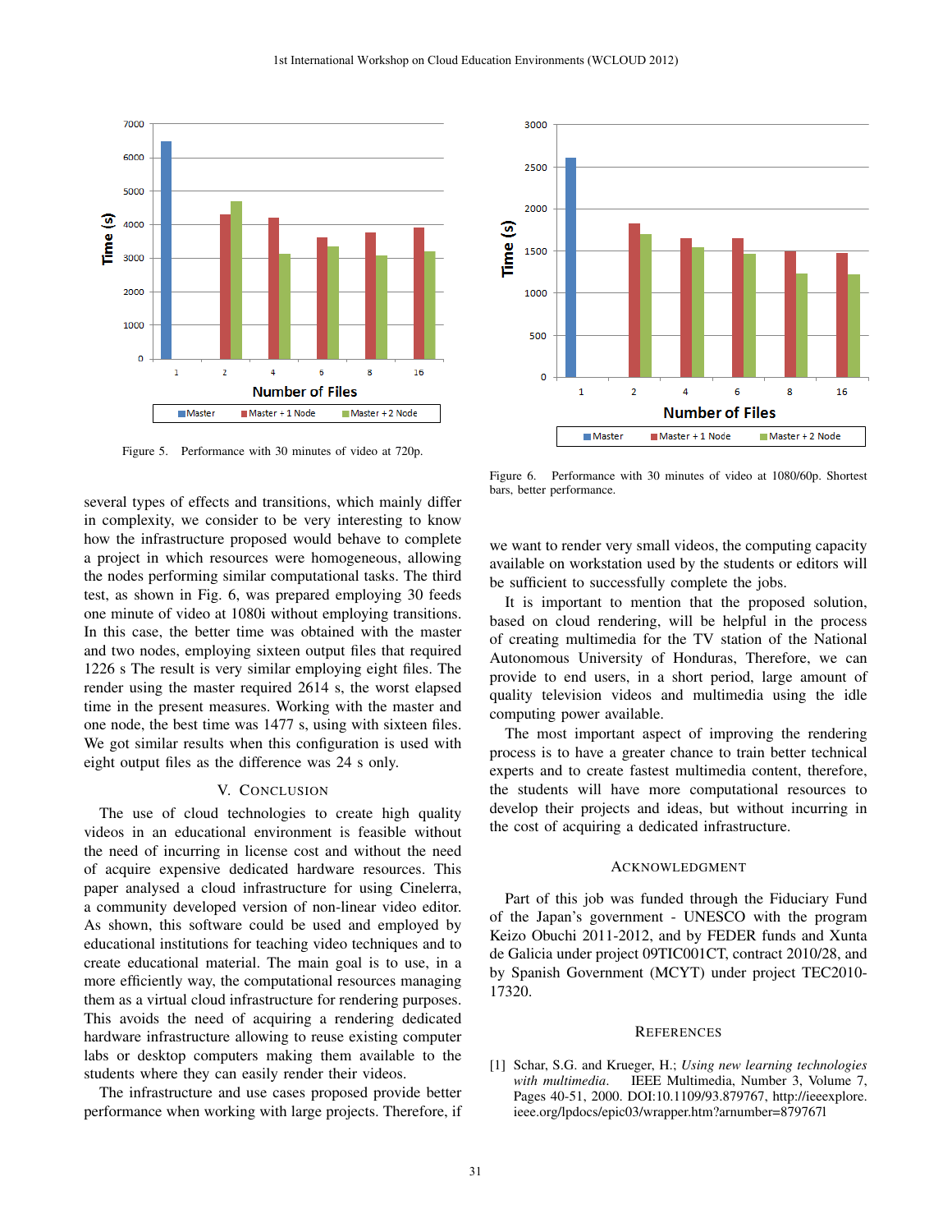Figure 5. Performance with 30 minutes of video at 720p.

Figure 6. Performance with 30 minutes of video at 1080/60p. Shortest bars, better performance.

several types of effects and transitions, which mainly differ in complexity, we consider to be very interesting to know how the infrastructure proposed would behave to complete a project in which resources were homogeneous, allowing the nodes performing similar computational tasks. The third test, as shown in Fig. 6, was prepared employing 30 feeds one minute of video at 1080i without employing transitions. In this case, the better time was obtained with the master and two nodes, employing sixteen output files that required 1226 s The result is very similar employing eight files. The render using the master required 2614 s, the worst elapsed time in the present measures. Working with the master and one node, the best time was 1477 s, using with sixteen files. We got similar results when this configuration is used with eight output files as the difference was 24 s only.

## V. Conclusion

The use of cloud technologies to create high quality videos in an educational environment is feasible without the need of incurring in license cost and without the need of acquire expensive dedicated hardware resources. This paper analysed a cloud infrastructure for using Cinelerra, a community developed version of non-linear video editor. As shown, this software could be used and employed by educational institutions for teaching video techniques and to create educational material. The main goal is to use, in a more efficiently way, the computational resources managing them as a virtual cloud infrastructure for rendering purposes. This avoids the need of acquiring a rendering dedicated hardware infrastructure allowing to reuse existing computer labs or desktop computers making them available to the students where they can easily render their videos.

The infrastructure and use cases proposed provide better performance when working with large projects. Therefore, if we want to render very small videos, the computing capacity available on workstation used by the students or editors will be sufficient to successfully complete the jobs.

It is important to mention that the proposed solution, based on cloud rendering, will be helpful in the process of creating multimedia for the TV station of the National Autonomous University of Honduras, Therefore, we can provide to end users, in a short period, large amount of quality television videos and multimedia using the idle computing power available.

The most important aspect of improving the rendering process is to have a greater chance to train better technical experts and to create fastest multimedia content, therefore, the students will have more computational resources to develop their projects and ideas, but without incurring in the cost of acquiring a dedicated infrastructure.

## Acknowledgment

Part of this job was funded through the Fiduciary Fund of the Japan's government - UNESCO with the program Keizo Obuchi 2011-2012, and by FEDER funds and Xunta de Galicia under project 09TIC001CT, contract 2010/28, and by Spanish Government (MCYT) under project TEC2010-17320.

## References

[1] Schar, S.G. and Krueger, H.; *Using new learning technologies with multimedia*. IEEE Multimedia, Number 3, Volume 7, Pages 40-51, 2000. DOI:10.1109/93.879767, http://ieeexplore.ieee.org/lpdocs/epic03/wrapper.htm?arnumber=879767l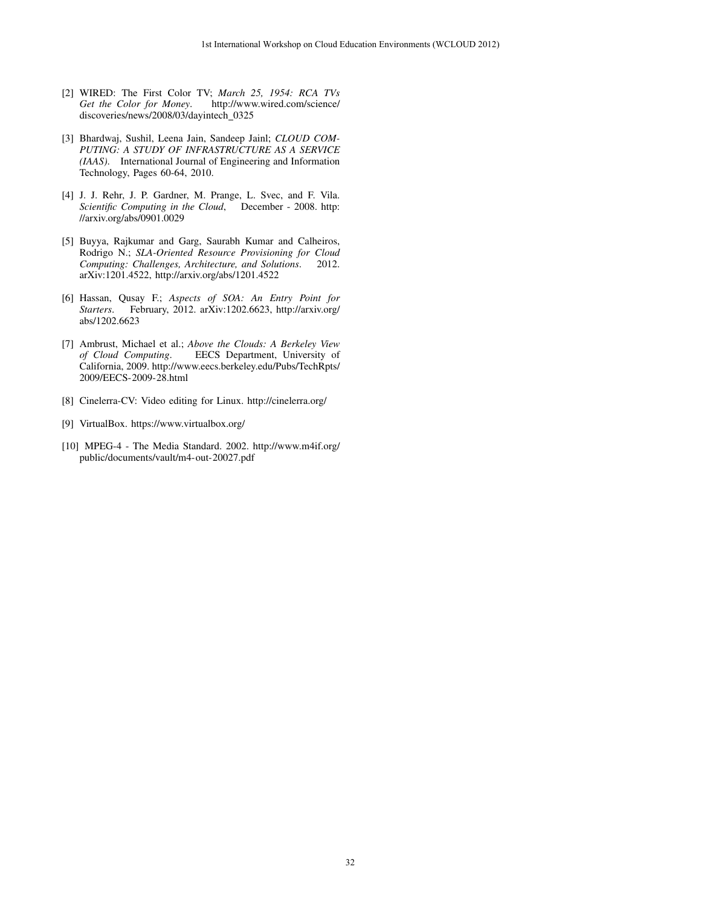[2] WIRED: The First Color TV; *March 25, 1954: RCA TVs Get the Color for Money*. http://www.wired.com/science/discoveries/news/2008/03/dayintech_0325

[3] Bhardwaj, Sushil, Leena Jain, Sandeep Jainl; *CLOUD COMPUTING: A STUDY OF INFRASTRUCTURE AS A SERVICE (IAAS)*. International Journal of Engineering and Information Technology, Pages 60-64, 2010.

[4] J. J. Rehr, J. P. Gardner, M. Prange, L. Svec, and F. Vila. *Scientific Computing in the Cloud*, December - 2008. http://arxiv.org/abs/0901.0029

[5] Buyya, Rajkumar and Garg, Saurabh Kumar and Calheiros, Rodrigo N.; *SLA-Oriented Resource Provisioning for Cloud Computing: Challenges, Architecture, and Solutions*. 2012. arXiv:1201.4522, http://arxiv.org/abs/1201.4522

[6] Hassan, Qusay F.; *Aspects of SOA: An Entry Point for Starters*. February, 2012. arXiv:1202.6623, http://arxiv.org/abs/1202.6623

[7] Ambrust, Michael et al.; *Above the Clouds: A Berkeley View of Cloud Computing*. EECS Department, University of California, 2009. http://www.eecs.berkeley.edu/Pubs/TechRpts/2009/EECS-2009-28.html

[8] Cinelerra-CV: Video editing for Linux. http://cinelerra.org/

[9] VirtualBox. https://www.virtualbox.org/

[10] MPEG-4 - The Media Standard. 2002. http://www.m4if.org/public/documents/vault/m4-out-20027.pdf